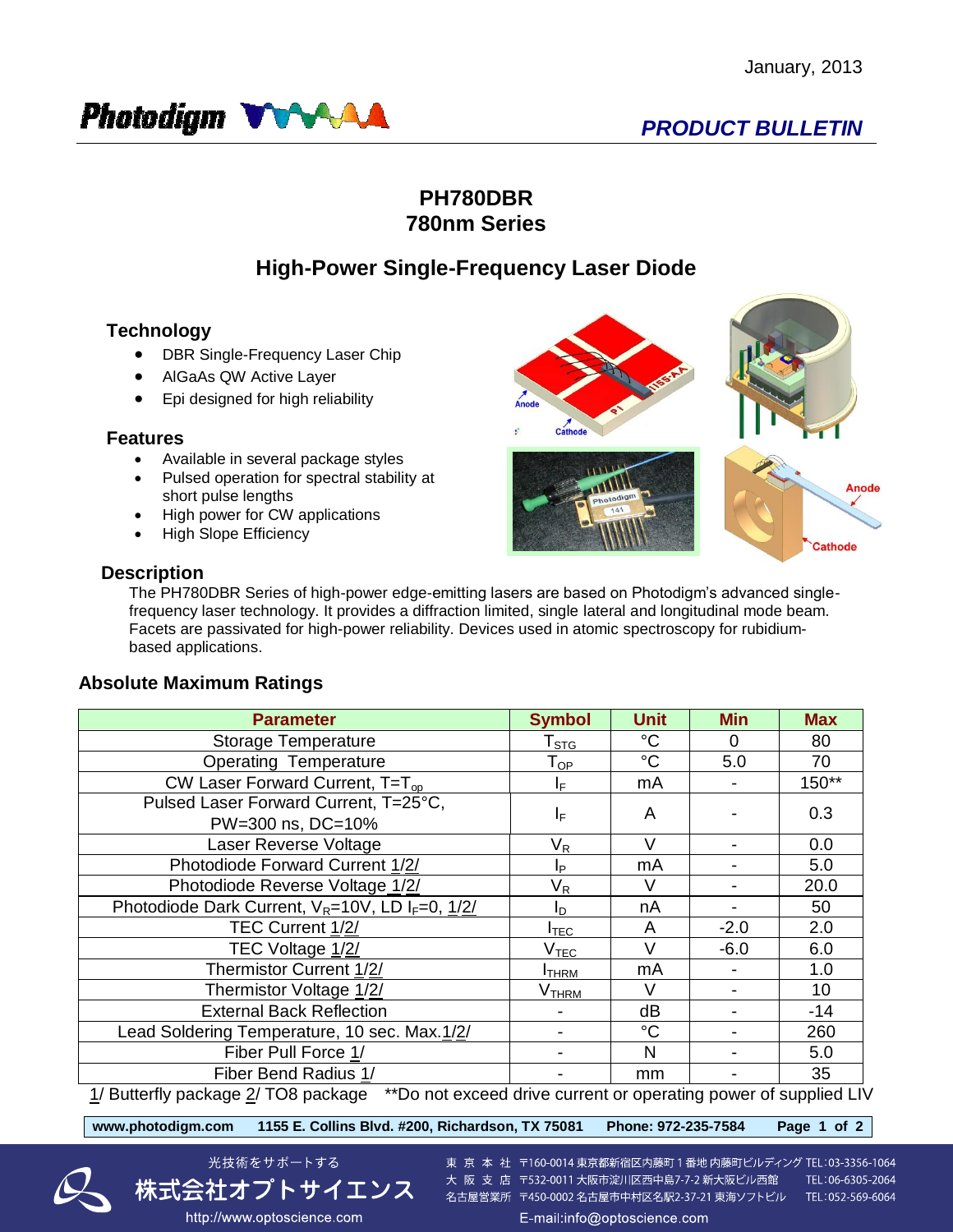January, 2013

Photodigm

*PRODUCT BULLETIN*

# PH780DBR
# 780nm Series

## High-Power Single-Frequency Laser Diode

### Technology

- DBR Single-Frequency Laser Chip
- AlGaAs QW Active Layer
- Epi designed for high reliability

### Features

- Available in several package styles
- Pulsed operation for spectral stability at short pulse lengths
- High power for CW applications
- High Slope Efficiency

### Description

The PH780DBR Series of high-power edge-emitting lasers are based on Photodigm's advanced single-frequency laser technology. It provides a diffraction limited, single lateral and longitudinal mode beam. Facets are passivated for high-power reliability. Devices used in atomic spectroscopy for rubidium-based applications.

### Absolute Maximum Ratings

| Parameter | Symbol | Unit | Min | Max |
|---|---|---|---|---|
| Storage Temperature | $T_{STG}$ | °C | 0 | 80 |
| Operating Temperature | $T_{OP}$ | °C | 5.0 | 70 |
| CW Laser Forward Current, $T=T_{op}$ | $I_F$ | mA | - | 150** |
| Pulsed Laser Forward Current, T=25°C, PW=300 ns, DC=10% | $I_F$ | A | - | 0.3 |
| Laser Reverse Voltage | $V_R$ | V | - | 0.0 |
| Photodiode Forward Current 1/2/ | $I_P$ | mA | - | 5.0 |
| Photodiode Reverse Voltage 1/2/ | $V_R$ | V | - | 20.0 |
| Photodiode Dark Current, $V_R$=10V, LD $I_F$=0, 1/2/ | $I_D$ | nA | - | 50 |
| TEC Current 1/2/ | $I_{TEC}$ | A | -2.0 | 2.0 |
| TEC Voltage 1/2/ | $V_{TEC}$ | V | -6.0 | 6.0 |
| Thermistor Current 1/2/ | $I_{THRM}$ | mA | - | 1.0 |
| Thermistor Voltage 1/2/ | $V_{THRM}$ | V | - | 10 |
| External Back Reflection | - | dB | - | -14 |
| Lead Soldering Temperature, 10 sec. Max.1/2/ | - | °C | - | 260 |
| Fiber Pull Force 1/ | - | N | - | 5.0 |
| Fiber Bend Radius 1/ | - | mm | - | 35 |

1/ Butterfly package 2/ TO8 package **Do not exceed drive current or operating power of supplied LIV

www.photodigm.com 1155 E. Collins Blvd. #200, Richardson, TX 75081 Phone: 972-235-7584

光技術をサポートする
株式会社オプトサイエンス
http://www.optoscience.com

東 京 本 社 〒160-0014 東京都新宿区内藤町１番地 内藤町ビルディング TEL:03-3356-1064
大 阪 支 店 〒532-0011 大阪市淀川区西中島7-7-2 新大阪ビル西館 TEL:06-6305-2064
名古屋営業所 〒450-0002 名古屋市中村区名駅2-37-21 東海ソフトビル TEL:052-569-6064
E-mail:info@optoscience.com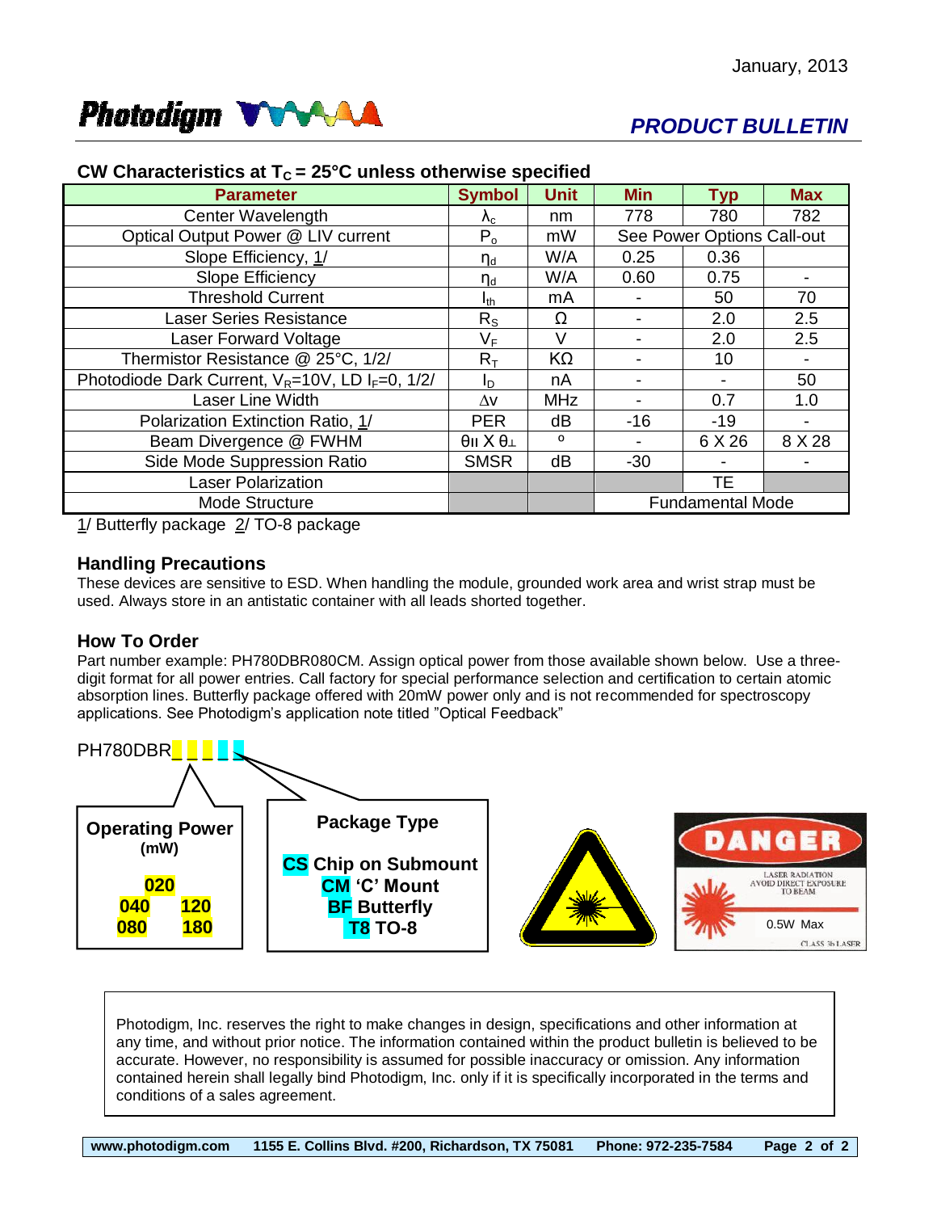January, 2013

**PRODUCT BULLETIN**

### CW Characteristics at $T_C$ = 25°C unless otherwise specified

| Parameter | Symbol | Unit | Min | Typ | Max |
|---|---|---|---|---|---|
| Center Wavelength | $\lambda_c$ | nm | 778 | 780 | 782 |
| Optical Output Power @ LIV current | $P_o$ | mW | See Power Options Call-out | | |
| Slope Efficiency, 1/ | $\eta_d$ | W/A | 0.25 | 0.36 | |
| Slope Efficiency | $\eta_d$ | W/A | 0.60 | 0.75 | - |
| Threshold Current | $I_{th}$ | mA | - | 50 | 70 |
| Laser Series Resistance | $R_S$ | Ω | - | 2.0 | 2.5 |
| Laser Forward Voltage | $V_F$ | V | - | 2.0 | 2.5 |
| Thermistor Resistance @ 25°C, 1/2/ | $R_T$ | KΩ | - | 10 | - |
| Photodiode Dark Current, $V_R$=10V, LD $I_F$=0, 1/2/ | $I_D$ | nA | - | - | 50 |
| Laser Line Width | Δv | MHz | - | 0.7 | 1.0 |
| Polarization Extinction Ratio, 1/ | PER | dB | -16 | -19 | - |
| Beam Divergence @ FWHM | $\theta_{\parallel}$ X $\theta_{\perp}$ | ° | - | 6 X 26 | 8 X 28 |
| Side Mode Suppression Ratio | SMSR | dB | -30 | - | - |
| Laser Polarization | | | | TE | |
| Mode Structure | | | Fundamental Mode | | |

1/ Butterfly package 2/ TO-8 package

### Handling Precautions

These devices are sensitive to ESD. When handling the module, grounded work area and wrist strap must be used. Always store in an antistatic container with all leads shorted together.

### How To Order

Part number example: PH780DBR080CM. Assign optical power from those available shown below. Use a three-digit format for all power entries. Call factory for special performance selection and certification to certain atomic absorption lines. Butterfly package offered with 20mW power only and is not recommended for spectroscopy applications. See Photodigm's application note titled "Optical Feedback"

PH780DBR_ _ _ _ _

**Operating Power** (mW)

020
040 120
080 180

**Package Type**

**CS** Chip on Submount
**CM** 'C' Mount
**BF** Butterfly
**T8** TO-8

DANGER
LASER RADIATION
AVOID DIRECT EXPOSURE TO BEAM
0.5W Max
CLASS 3b LASER

Photodigm, Inc. reserves the right to make changes in design, specifications and other information at any time, and without prior notice. The information contained within the product bulletin is believed to be accurate. However, no responsibility is assumed for possible inaccuracy or omission. Any information contained herein shall legally bind Photodigm, Inc. only if it is specifically incorporated in the terms and conditions of a sales agreement.

www.photodigm.com 1155 E. Collins Blvd. #200, Richardson, TX 75081 Phone: 972-235-7584